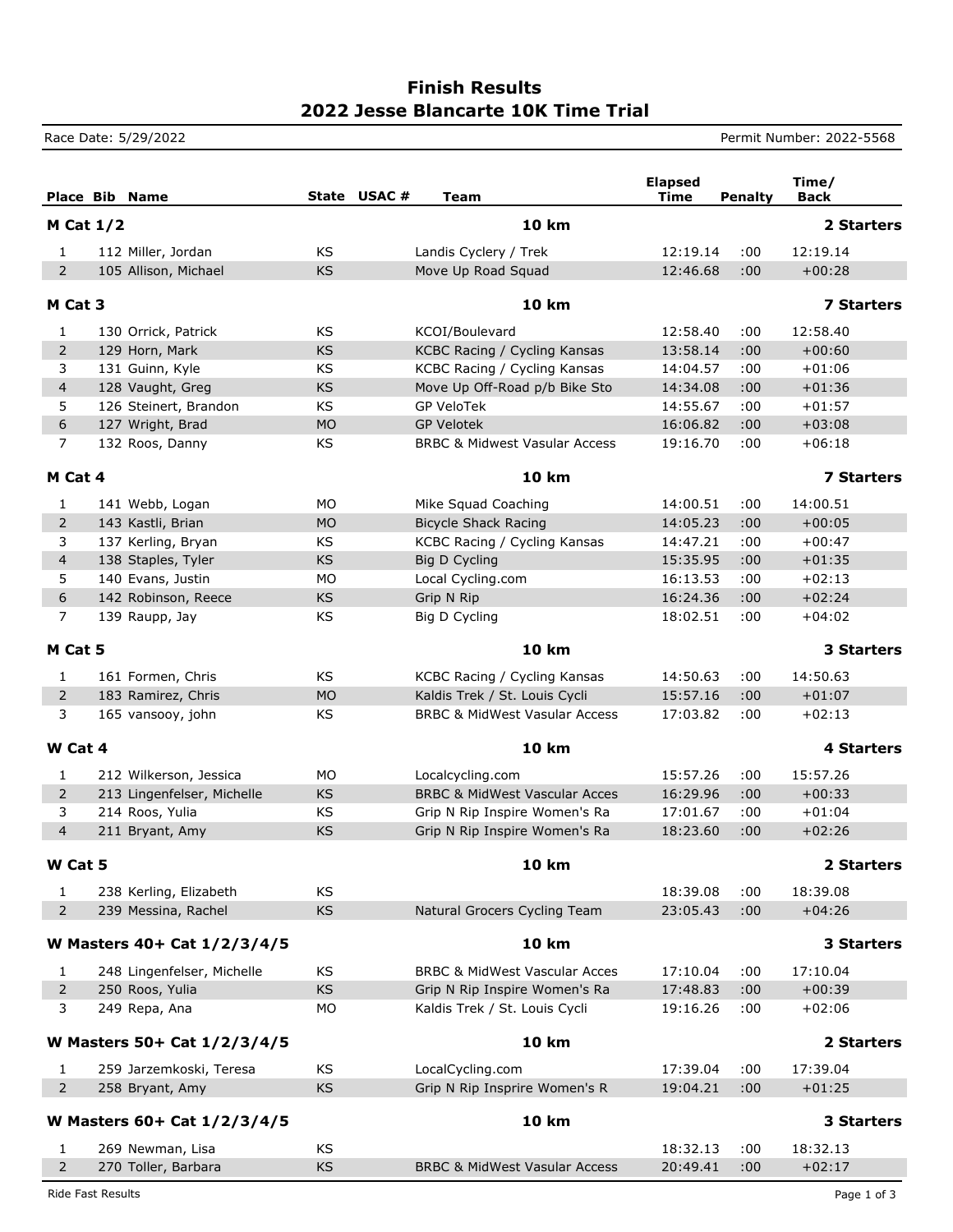# Finish Results
# 2022 Jesse Blancarte 10K Time Trial

Race Date: 5/29/2022

Permit Number: 2022-5568

| Place | Bib | Name | State | USAC # | Team | Elapsed Time | Penalty | Time/ Back |
|---|---|---|---|---|---|---|---|---|
| **M Cat 1/2** | | | | | **10 km** | | | **2 Starters** |
| 1 | 112 | Miller, Jordan | KS | | Landis Cyclery / Trek | 12:19.14 | :00 | 12:19.14 |
| 2 | 105 | Allison, Michael | KS | | Move Up Road Squad | 12:46.68 | :00 | +00:28 |
| **M Cat 3** | | | | | **10 km** | | | **7 Starters** |
| 1 | 130 | Orrick, Patrick | KS | | KCOI/Boulevard | 12:58.40 | :00 | 12:58.40 |
| 2 | 129 | Horn, Mark | KS | | KCBC Racing / Cycling Kansas | 13:58.14 | :00 | +00:60 |
| 3 | 131 | Guinn, Kyle | KS | | KCBC Racing / Cycling Kansas | 14:04.57 | :00 | +01:06 |
| 4 | 128 | Vaught, Greg | KS | | Move Up Off-Road p/b Bike Sto | 14:34.08 | :00 | +01:36 |
| 5 | 126 | Steinert, Brandon | KS | | GP VeloTek | 14:55.67 | :00 | +01:57 |
| 6 | 127 | Wright, Brad | MO | | GP Velotek | 16:06.82 | :00 | +03:08 |
| 7 | 132 | Roos, Danny | KS | | BRBC & Midwest Vasular Access | 19:16.70 | :00 | +06:18 |
| **M Cat 4** | | | | | **10 km** | | | **7 Starters** |
| 1 | 141 | Webb, Logan | MO | | Mike Squad Coaching | 14:00.51 | :00 | 14:00.51 |
| 2 | 143 | Kastli, Brian | MO | | Bicycle Shack Racing | 14:05.23 | :00 | +00:05 |
| 3 | 137 | Kerling, Bryan | KS | | KCBC Racing / Cycling Kansas | 14:47.21 | :00 | +00:47 |
| 4 | 138 | Staples, Tyler | KS | | Big D Cycling | 15:35.95 | :00 | +01:35 |
| 5 | 140 | Evans, Justin | MO | | Local Cycling.com | 16:13.53 | :00 | +02:13 |
| 6 | 142 | Robinson, Reece | KS | | Grip N Rip | 16:24.36 | :00 | +02:24 |
| 7 | 139 | Raupp, Jay | KS | | Big D Cycling | 18:02.51 | :00 | +04:02 |
| **M Cat 5** | | | | | **10 km** | | | **3 Starters** |
| 1 | 161 | Formen, Chris | KS | | KCBC Racing / Cycling Kansas | 14:50.63 | :00 | 14:50.63 |
| 2 | 183 | Ramirez, Chris | MO | | Kaldis Trek / St. Louis Cycli | 15:57.16 | :00 | +01:07 |
| 3 | 165 | vansooy, john | KS | | BRBC & MidWest Vasular Access | 17:03.82 | :00 | +02:13 |
| **W Cat 4** | | | | | **10 km** | | | **4 Starters** |
| 1 | 212 | Wilkerson, Jessica | MO | | Localcycling.com | 15:57.26 | :00 | 15:57.26 |
| 2 | 213 | Lingenfelser, Michelle | KS | | BRBC & MidWest Vascular Acces | 16:29.96 | :00 | +00:33 |
| 3 | 214 | Roos, Yulia | KS | | Grip N Rip Inspire Women's Ra | 17:01.67 | :00 | +01:04 |
| 4 | 211 | Bryant, Amy | KS | | Grip N Rip Inspire Women's Ra | 18:23.60 | :00 | +02:26 |
| **W Cat 5** | | | | | **10 km** | | | **2 Starters** |
| 1 | 238 | Kerling, Elizabeth | KS | | | 18:39.08 | :00 | 18:39.08 |
| 2 | 239 | Messina, Rachel | KS | | Natural Grocers Cycling Team | 23:05.43 | :00 | +04:26 |
| **W Masters 40+ Cat 1/2/3/4/5** | | | | | **10 km** | | | **3 Starters** |
| 1 | 248 | Lingenfelser, Michelle | KS | | BRBC & MidWest Vascular Acces | 17:10.04 | :00 | 17:10.04 |
| 2 | 250 | Roos, Yulia | KS | | Grip N Rip Inspire Women's Ra | 17:48.83 | :00 | +00:39 |
| 3 | 249 | Repa, Ana | MO | | Kaldis Trek / St. Louis Cycli | 19:16.26 | :00 | +02:06 |
| **W Masters 50+ Cat 1/2/3/4/5** | | | | | **10 km** | | | **2 Starters** |
| 1 | 259 | Jarzemkoski, Teresa | KS | | LocalCycling.com | 17:39.04 | :00 | 17:39.04 |
| 2 | 258 | Bryant, Amy | KS | | Grip N Rip Insprire Women's R | 19:04.21 | :00 | +01:25 |
| **W Masters 60+ Cat 1/2/3/4/5** | | | | | **10 km** | | | **3 Starters** |
| 1 | 269 | Newman, Lisa | KS | | | 18:32.13 | :00 | 18:32.13 |
| 2 | 270 | Toller, Barbara | KS | | BRBC & MidWest Vasular Access | 20:49.41 | :00 | +02:17 |

Ride Fast Results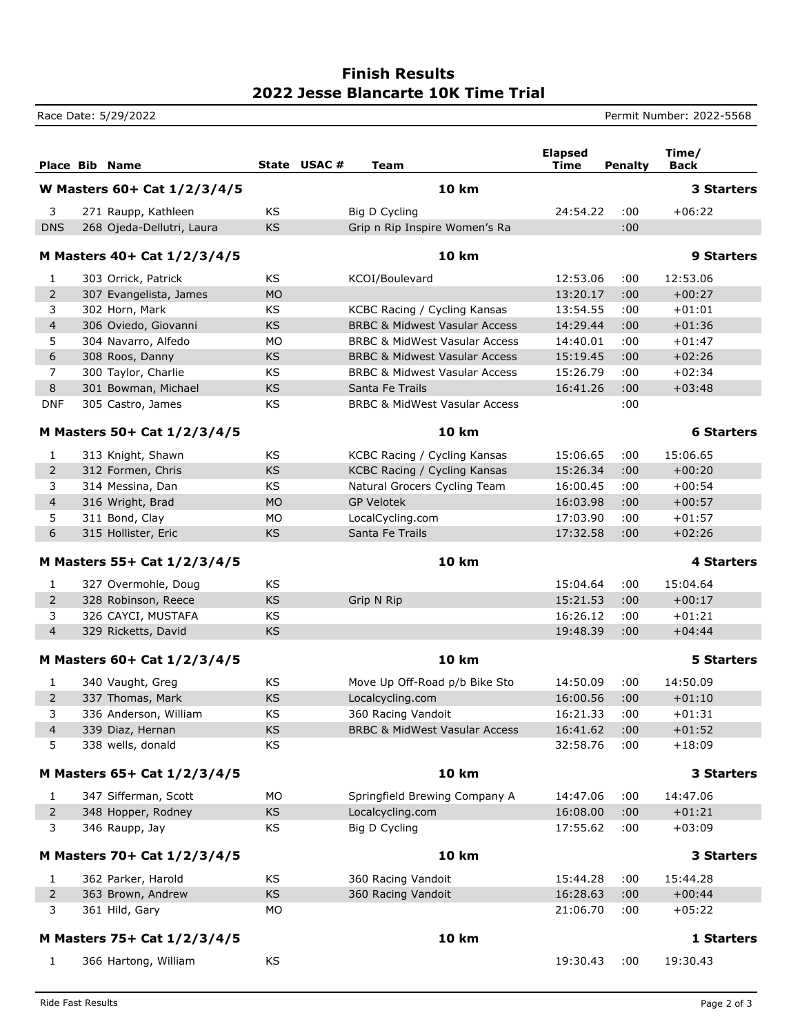# Finish Results
# 2022 Jesse Blancarte 10K Time Trial

Race Date: 5/29/2022

Permit Number: 2022-5568

| Place | Bib | Name | State | USAC # | Team | Elapsed Time | Penalty | Time/ Back |
|---|---|---|---|---|---|---|---|---|
| **W Masters 60+ Cat 1/2/3/4/5** | | | | | **10 km** | | | **3 Starters** |
| 3 | 271 | Raupp, Kathleen | KS | | Big D Cycling | 24:54.22 | :00 | +06:22 |
| DNS | 268 | Ojeda-Dellutri, Laura | KS | | Grip n Rip Inspire Women's Ra | | :00 | |
| **M Masters 40+ Cat 1/2/3/4/5** | | | | | **10 km** | | | **9 Starters** |
| 1 | 303 | Orrick, Patrick | KS | | KCOI/Boulevard | 12:53.06 | :00 | 12:53.06 |
| 2 | 307 | Evangelista, James | MO | | | 13:20.17 | :00 | +00:27 |
| 3 | 302 | Horn, Mark | KS | | KCBC Racing / Cycling Kansas | 13:54.55 | :00 | +01:01 |
| 4 | 306 | Oviedo, Giovanni | KS | | BRBC & Midwest Vasular Access | 14:29.44 | :00 | +01:36 |
| 5 | 304 | Navarro, Alfedo | MO | | BRBC & MidWest Vasular Access | 14:40.01 | :00 | +01:47 |
| 6 | 308 | Roos, Danny | KS | | BRBC & Midwest Vasular Access | 15:19.45 | :00 | +02:26 |
| 7 | 300 | Taylor, Charlie | KS | | BRBC & Midwest Vasular Access | 15:26.79 | :00 | +02:34 |
| 8 | 301 | Bowman, Michael | KS | | Santa Fe Trails | 16:41.26 | :00 | +03:48 |
| DNF | 305 | Castro, James | KS | | BRBC & MidWest Vasular Access | | :00 | |
| **M Masters 50+ Cat 1/2/3/4/5** | | | | | **10 km** | | | **6 Starters** |
| 1 | 313 | Knight, Shawn | KS | | KCBC Racing / Cycling Kansas | 15:06.65 | :00 | 15:06.65 |
| 2 | 312 | Formen, Chris | KS | | KCBC Racing / Cycling Kansas | 15:26.34 | :00 | +00:20 |
| 3 | 314 | Messina, Dan | KS | | Natural Grocers Cycling Team | 16:00.45 | :00 | +00:54 |
| 4 | 316 | Wright, Brad | MO | | GP Velotek | 16:03.98 | :00 | +00:57 |
| 5 | 311 | Bond, Clay | MO | | LocalCycling.com | 17:03.90 | :00 | +01:57 |
| 6 | 315 | Hollister, Eric | KS | | Santa Fe Trails | 17:32.58 | :00 | +02:26 |
| **M Masters 55+ Cat 1/2/3/4/5** | | | | | **10 km** | | | **4 Starters** |
| 1 | 327 | Overmohle, Doug | KS | | | 15:04.64 | :00 | 15:04.64 |
| 2 | 328 | Robinson, Reece | KS | | Grip N Rip | 15:21.53 | :00 | +00:17 |
| 3 | 326 | CAYCI, MUSTAFA | KS | | | 16:26.12 | :00 | +01:21 |
| 4 | 329 | Ricketts, David | KS | | | 19:48.39 | :00 | +04:44 |
| **M Masters 60+ Cat 1/2/3/4/5** | | | | | **10 km** | | | **5 Starters** |
| 1 | 340 | Vaught, Greg | KS | | Move Up Off-Road p/b Bike Sto | 14:50.09 | :00 | 14:50.09 |
| 2 | 337 | Thomas, Mark | KS | | Localcycling.com | 16:00.56 | :00 | +01:10 |
| 3 | 336 | Anderson, William | KS | | 360 Racing Vandoit | 16:21.33 | :00 | +01:31 |
| 4 | 339 | Diaz, Hernan | KS | | BRBC & MidWest Vasular Access | 16:41.62 | :00 | +01:52 |
| 5 | 338 | wells, donald | KS | | | 32:58.76 | :00 | +18:09 |
| **M Masters 65+ Cat 1/2/3/4/5** | | | | | **10 km** | | | **3 Starters** |
| 1 | 347 | Sifferman, Scott | MO | | Springfield Brewing Company A | 14:47.06 | :00 | 14:47.06 |
| 2 | 348 | Hopper, Rodney | KS | | Localcycling.com | 16:08.00 | :00 | +01:21 |
| 3 | 346 | Raupp, Jay | KS | | Big D Cycling | 17:55.62 | :00 | +03:09 |
| **M Masters 70+ Cat 1/2/3/4/5** | | | | | **10 km** | | | **3 Starters** |
| 1 | 362 | Parker, Harold | KS | | 360 Racing Vandoit | 15:44.28 | :00 | 15:44.28 |
| 2 | 363 | Brown, Andrew | KS | | 360 Racing Vandoit | 16:28.63 | :00 | +00:44 |
| 3 | 361 | Hild, Gary | MO | | | 21:06.70 | :00 | +05:22 |
| **M Masters 75+ Cat 1/2/3/4/5** | | | | | **10 km** | | | **1 Starters** |
| 1 | 366 | Hartong, William | KS | | | 19:30.43 | :00 | 19:30.43 |

Ride Fast Results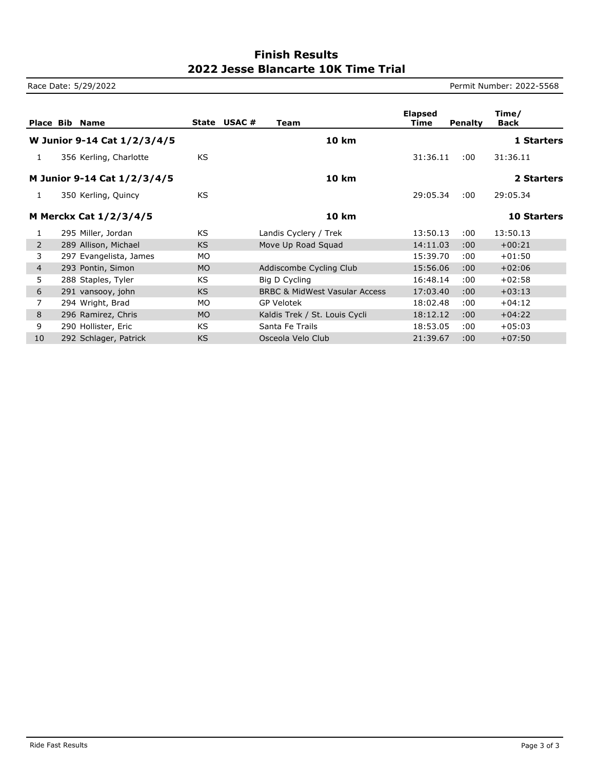# Finish Results
# 2022 Jesse Blancarte 10K Time Trial

Race Date: 5/29/2022 | Permit Number: 2022-5568

| Place | Bib | Name | State | USAC # | Team | Elapsed Time | Penalty | Time/ Back |
|---|---|---|---|---|---|---|---|---|
| **W Junior 9-14 Cat 1/2/3/4/5** | | | | | **10 km** | | | **1 Starters** |
| 1 | 356 | Kerling, Charlotte | KS | | | 31:36.11 | :00 | 31:36.11 |
| **M Junior 9-14 Cat 1/2/3/4/5** | | | | | **10 km** | | | **2 Starters** |
| 1 | 350 | Kerling, Quincy | KS | | | 29:05.34 | :00 | 29:05.34 |
| **M Merckx Cat 1/2/3/4/5** | | | | | **10 km** | | | **10 Starters** |
| 1 | 295 | Miller, Jordan | KS | | Landis Cyclery / Trek | 13:50.13 | :00 | 13:50.13 |
| 2 | 289 | Allison, Michael | KS | | Move Up Road Squad | 14:11.03 | :00 | +00:21 |
| 3 | 297 | Evangelista, James | MO | | | 15:39.70 | :00 | +01:50 |
| 4 | 293 | Pontin, Simon | MO | | Addiscombe Cycling Club | 15:56.06 | :00 | +02:06 |
| 5 | 288 | Staples, Tyler | KS | | Big D Cycling | 16:48.14 | :00 | +02:58 |
| 6 | 291 | vansooy, john | KS | | BRBC & MidWest Vasular Access | 17:03.40 | :00 | +03:13 |
| 7 | 294 | Wright, Brad | MO | | GP Velotek | 18:02.48 | :00 | +04:12 |
| 8 | 296 | Ramirez, Chris | MO | | Kaldis Trek / St. Louis Cycli | 18:12.12 | :00 | +04:22 |
| 9 | 290 | Hollister, Eric | KS | | Santa Fe Trails | 18:53.05 | :00 | +05:03 |
| 10 | 292 | Schlager, Patrick | KS | | Osceola Velo Club | 21:39.67 | :00 | +07:50 |

Ride Fast Results